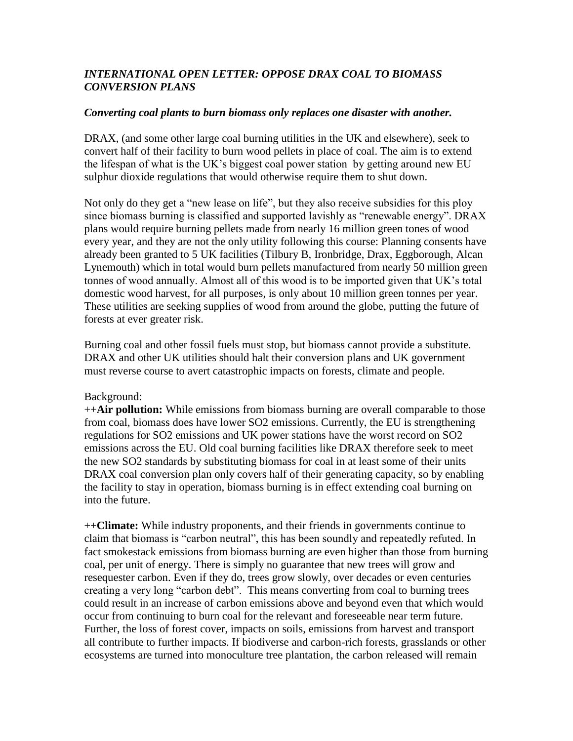## *INTERNATIONAL OPEN LETTER: OPPOSE DRAX COAL TO BIOMASS CONVERSION PLANS*

***Converting coal plants to burn biomass only replaces one disaster with another.***

DRAX, (and some other large coal burning utilities in the UK and elsewhere), seek to convert half of their facility to burn wood pellets in place of coal. The aim is to extend the lifespan of what is the UK's biggest coal power station by getting around new EU sulphur dioxide regulations that would otherwise require them to shut down.

Not only do they get a "new lease on life", but they also receive subsidies for this ploy since biomass burning is classified and supported lavishly as "renewable energy". DRAX plans would require burning pellets made from nearly 16 million green tones of wood every year, and they are not the only utility following this course: Planning consents have already been granted to 5 UK facilities (Tilbury B, Ironbridge, Drax, Eggborough, Alcan Lynemouth) which in total would burn pellets manufactured from nearly 50 million green tonnes of wood annually. Almost all of this wood is to be imported given that UK's total domestic wood harvest, for all purposes, is only about 10 million green tonnes per year. These utilities are seeking supplies of wood from around the globe, putting the future of forests at ever greater risk.

Burning coal and other fossil fuels must stop, but biomass cannot provide a substitute. DRAX and other UK utilities should halt their conversion plans and UK government must reverse course to avert catastrophic impacts on forests, climate and people.

Background:

++**Air pollution:** While emissions from biomass burning are overall comparable to those from coal, biomass does have lower SO2 emissions. Currently, the EU is strengthening regulations for SO2 emissions and UK power stations have the worst record on SO2 emissions across the EU. Old coal burning facilities like DRAX therefore seek to meet the new SO2 standards by substituting biomass for coal in at least some of their units DRAX coal conversion plan only covers half of their generating capacity, so by enabling the facility to stay in operation, biomass burning is in effect extending coal burning on into the future.

++**Climate:** While industry proponents, and their friends in governments continue to claim that biomass is "carbon neutral", this has been soundly and repeatedly refuted. In fact smokestack emissions from biomass burning are even higher than those from burning coal, per unit of energy. There is simply no guarantee that new trees will grow and resequester carbon. Even if they do, trees grow slowly, over decades or even centuries creating a very long "carbon debt". This means converting from coal to burning trees could result in an increase of carbon emissions above and beyond even that which would occur from continuing to burn coal for the relevant and foreseeable near term future. Further, the loss of forest cover, impacts on soils, emissions from harvest and transport all contribute to further impacts. If biodiverse and carbon-rich forests, grasslands or other ecosystems are turned into monoculture tree plantation, the carbon released will remain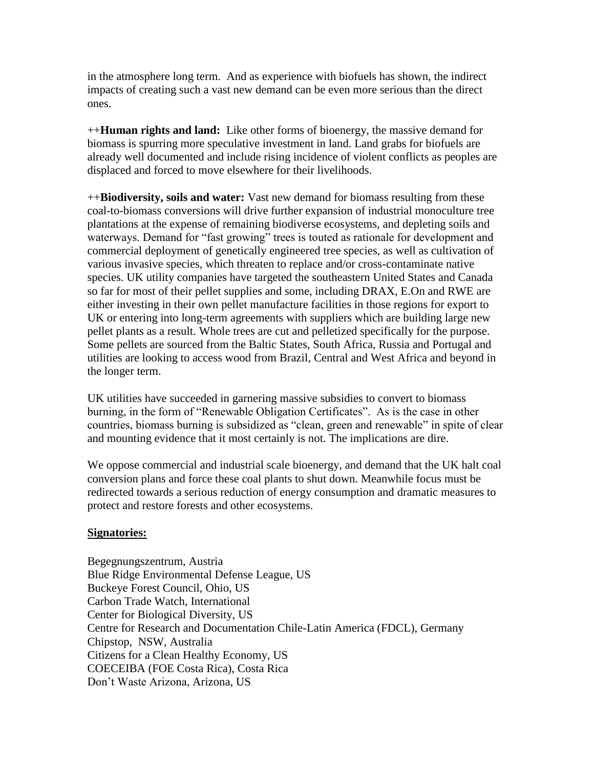in the atmosphere long term. And as experience with biofuels has shown, the indirect impacts of creating such a vast new demand can be even more serious than the direct ones.

++**Human rights and land:** Like other forms of bioenergy, the massive demand for biomass is spurring more speculative investment in land. Land grabs for biofuels are already well documented and include rising incidence of violent conflicts as peoples are displaced and forced to move elsewhere for their livelihoods.

++**Biodiversity, soils and water:** Vast new demand for biomass resulting from these coal-to-biomass conversions will drive further expansion of industrial monoculture tree plantations at the expense of remaining biodiverse ecosystems, and depleting soils and waterways. Demand for "fast growing" trees is touted as rationale for development and commercial deployment of genetically engineered tree species, as well as cultivation of various invasive species, which threaten to replace and/or cross-contaminate native species. UK utility companies have targeted the southeastern United States and Canada so far for most of their pellet supplies and some, including DRAX, E.On and RWE are either investing in their own pellet manufacture facilities in those regions for export to UK or entering into long-term agreements with suppliers which are building large new pellet plants as a result. Whole trees are cut and pelletized specifically for the purpose. Some pellets are sourced from the Baltic States, South Africa, Russia and Portugal and utilities are looking to access wood from Brazil, Central and West Africa and beyond in the longer term.

UK utilities have succeeded in garnering massive subsidies to convert to biomass burning, in the form of "Renewable Obligation Certificates". As is the case in other countries, biomass burning is subsidized as "clean, green and renewable" in spite of clear and mounting evidence that it most certainly is not. The implications are dire.

We oppose commercial and industrial scale bioenergy, and demand that the UK halt coal conversion plans and force these coal plants to shut down. Meanwhile focus must be redirected towards a serious reduction of energy consumption and dramatic measures to protect and restore forests and other ecosystems.

**Signatories:**

Begegnungszentrum, Austria
Blue Ridge Environmental Defense League, US
Buckeye Forest Council, Ohio, US
Carbon Trade Watch, International
Center for Biological Diversity, US
Centre for Research and Documentation Chile-Latin America (FDCL), Germany
Chipstop, NSW, Australia
Citizens for a Clean Healthy Economy, US
COECEIBA (FOE Costa Rica), Costa Rica
Don't Waste Arizona, Arizona, US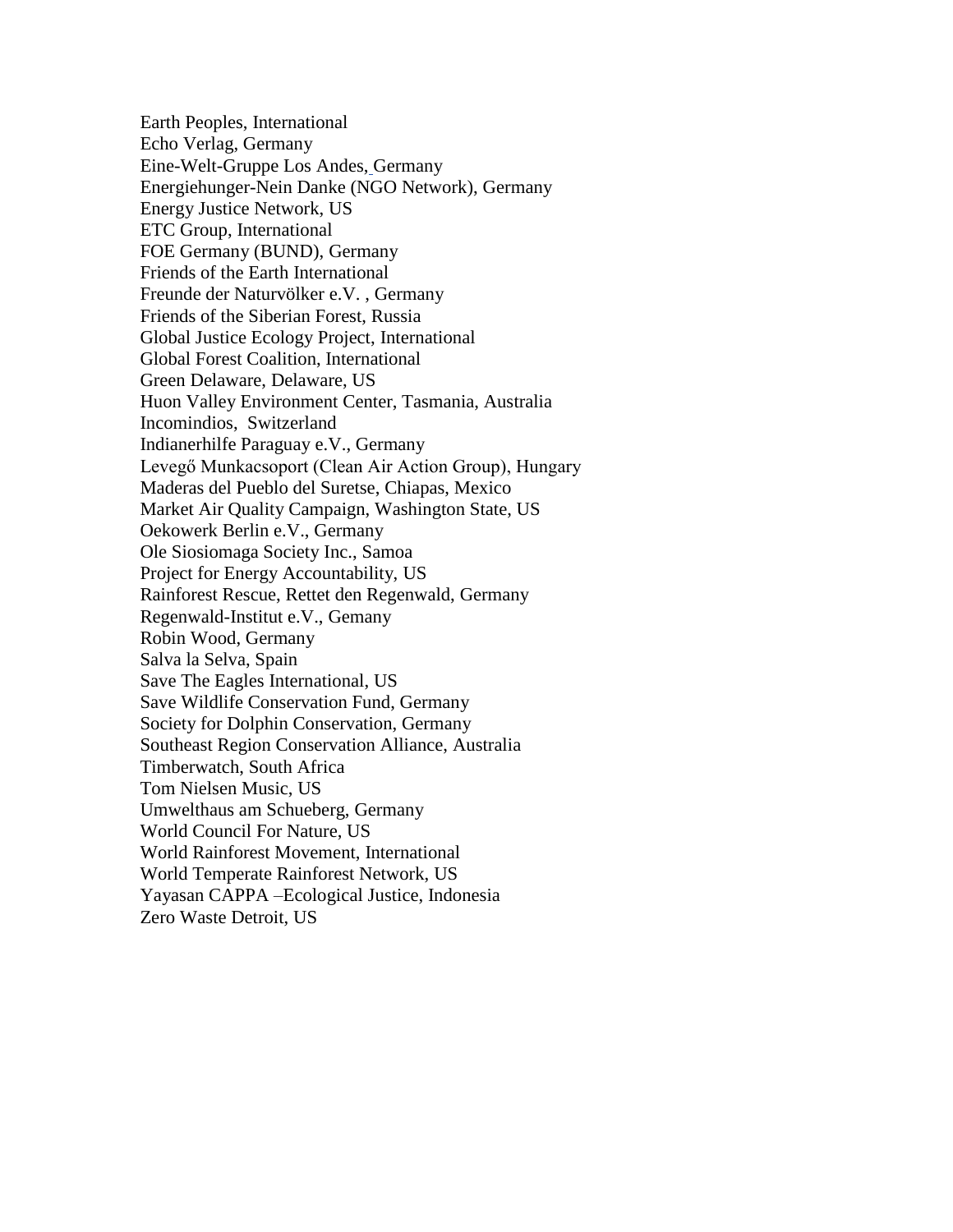Earth Peoples, International
Echo Verlag, Germany
Eine-Welt-Gruppe Los Andes, Germany
Energiehunger-Nein Danke (NGO Network), Germany
Energy Justice Network, US
ETC Group, International
FOE Germany (BUND), Germany
Friends of the Earth International
Freunde der Naturvölker e.V. , Germany
Friends of the Siberian Forest, Russia
Global Justice Ecology Project, International
Global Forest Coalition, International
Green Delaware, Delaware, US
Huon Valley Environment Center, Tasmania, Australia
Incomindios,  Switzerland
Indianerhilfe Paraguay e.V., Germany
Levegő Munkacsoport (Clean Air Action Group), Hungary
Maderas del Pueblo del Suretse, Chiapas, Mexico
Market Air Quality Campaign, Washington State, US
Oekowerk Berlin e.V., Germany
Ole Siosiomaga Society Inc., Samoa
Project for Energy Accountability, US
Rainforest Rescue, Rettet den Regenwald, Germany
Regenwald-Institut e.V., Gemany
Robin Wood, Germany
Salva la Selva, Spain
Save The Eagles International, US
Save Wildlife Conservation Fund, Germany
Society for Dolphin Conservation, Germany
Southeast Region Conservation Alliance, Australia
Timberwatch, South Africa
Tom Nielsen Music, US
Umwelthaus am Schueberg, Germany
World Council For Nature, US
World Rainforest Movement, International
World Temperate Rainforest Network, US
Yayasan CAPPA –Ecological Justice, Indonesia
Zero Waste Detroit, US